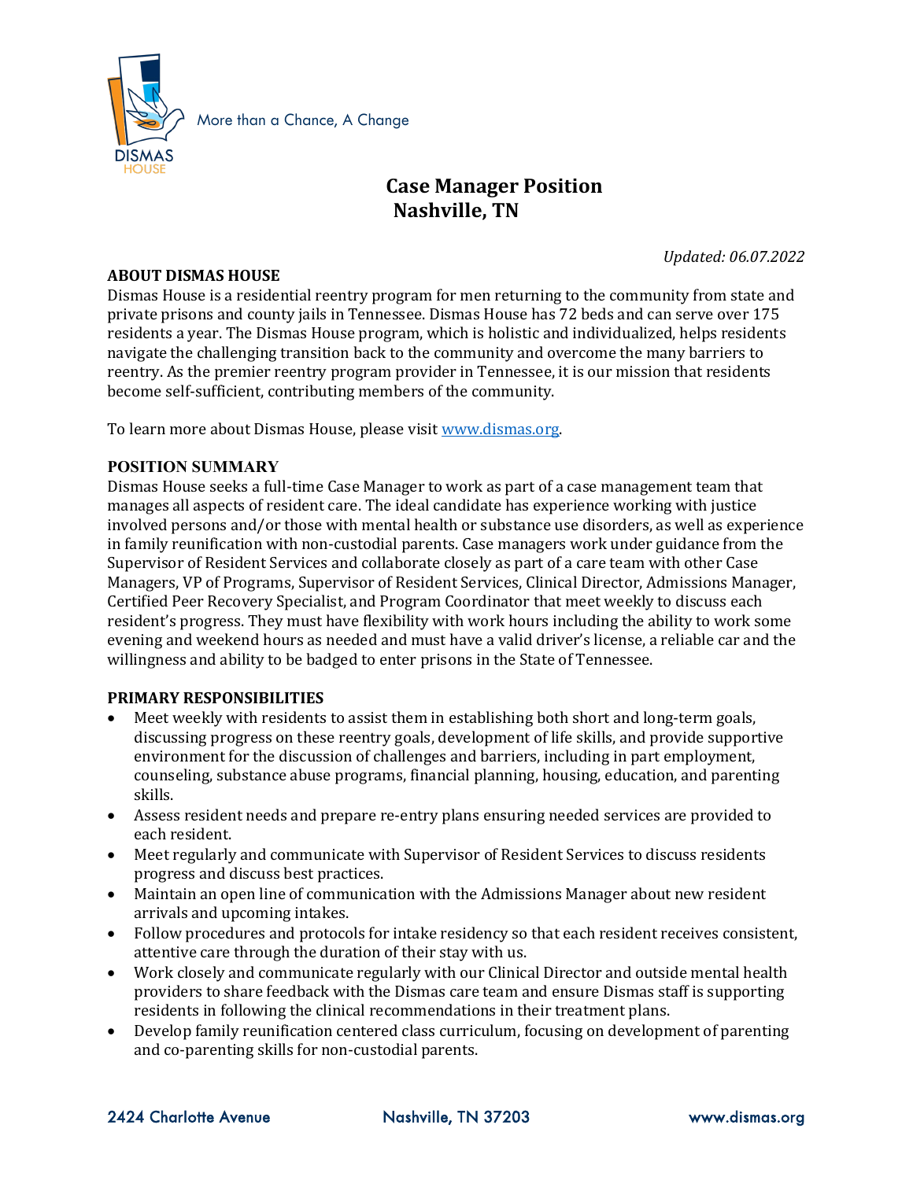More than a Chance, A Change

# Case Manager Position
## Nashville, TN

*Updated: 06.07.2022*

**ABOUT DISMAS HOUSE**

Dismas House is a residential reentry program for men returning to the community from state and private prisons and county jails in Tennessee. Dismas House has 72 beds and can serve over 175 residents a year. The Dismas House program, which is holistic and individualized, helps residents navigate the challenging transition back to the community and overcome the many barriers to reentry. As the premier reentry program provider in Tennessee, it is our mission that residents become self-sufficient, contributing members of the community.

To learn more about Dismas House, please visit [www.dismas.org](http://www.dismas.org).

**POSITION SUMMARY**

Dismas House seeks a full-time Case Manager to work as part of a case management team that manages all aspects of resident care. The ideal candidate has experience working with justice involved persons and/or those with mental health or substance use disorders, as well as experience in family reunification with non-custodial parents. Case managers work under guidance from the Supervisor of Resident Services and collaborate closely as part of a care team with other Case Managers, VP of Programs, Supervisor of Resident Services, Clinical Director, Admissions Manager, Certified Peer Recovery Specialist, and Program Coordinator that meet weekly to discuss each resident's progress. They must have flexibility with work hours including the ability to work some evening and weekend hours as needed and must have a valid driver's license, a reliable car and the willingness and ability to be badged to enter prisons in the State of Tennessee.

**PRIMARY RESPONSIBILITIES**

- Meet weekly with residents to assist them in establishing both short and long-term goals, discussing progress on these reentry goals, development of life skills, and provide supportive environment for the discussion of challenges and barriers, including in part employment, counseling, substance abuse programs, financial planning, housing, education, and parenting skills.
- Assess resident needs and prepare re-entry plans ensuring needed services are provided to each resident.
- Meet regularly and communicate with Supervisor of Resident Services to discuss residents progress and discuss best practices.
- Maintain an open line of communication with the Admissions Manager about new resident arrivals and upcoming intakes.
- Follow procedures and protocols for intake residency so that each resident receives consistent, attentive care through the duration of their stay with us.
- Work closely and communicate regularly with our Clinical Director and outside mental health providers to share feedback with the Dismas care team and ensure Dismas staff is supporting residents in following the clinical recommendations in their treatment plans.
- Develop family reunification centered class curriculum, focusing on development of parenting and co-parenting skills for non-custodial parents.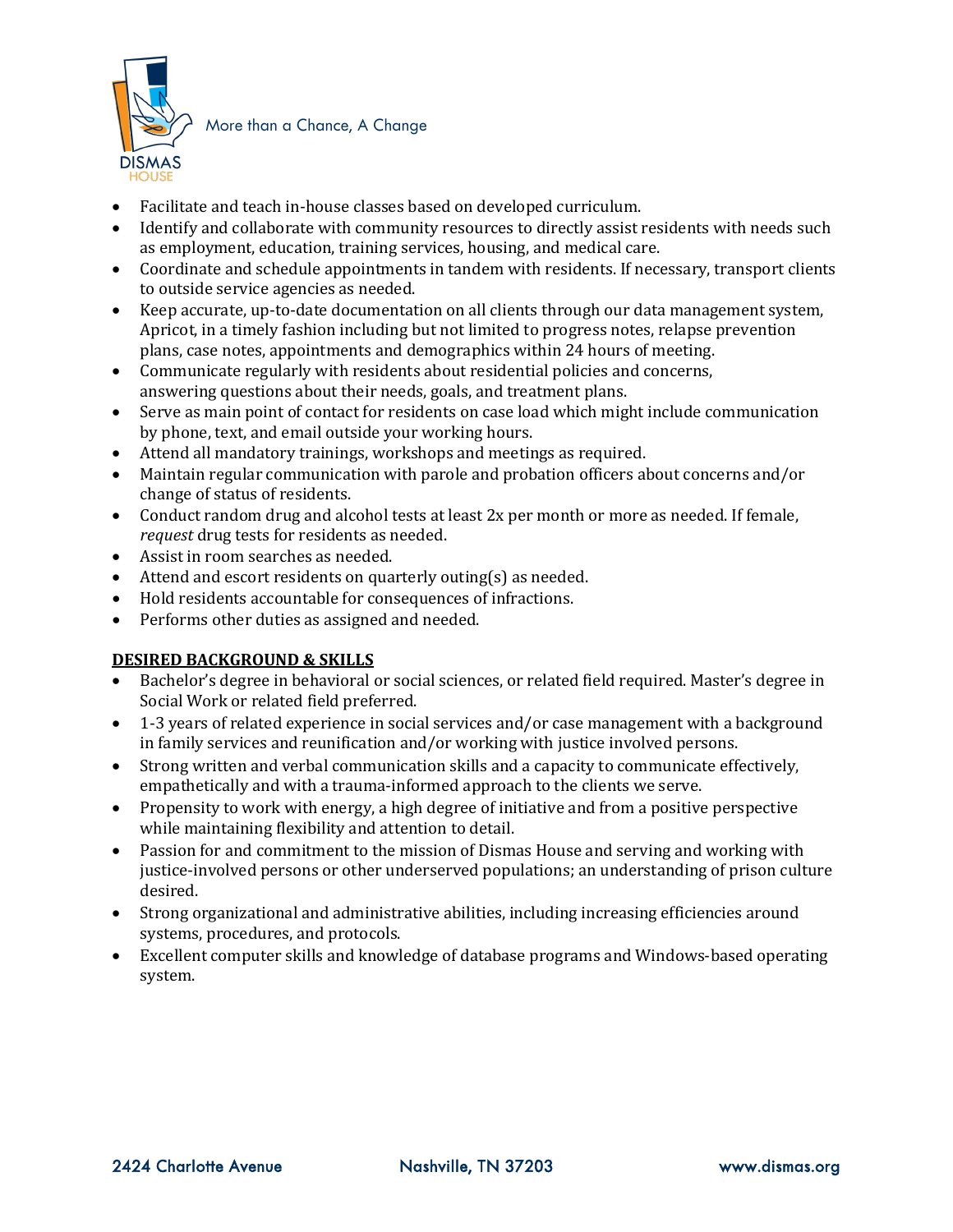- Facilitate and teach in-house classes based on developed curriculum.
- Identify and collaborate with community resources to directly assist residents with needs such as employment, education, training services, housing, and medical care.
- Coordinate and schedule appointments in tandem with residents. If necessary, transport clients to outside service agencies as needed.
- Keep accurate, up-to-date documentation on all clients through our data management system, Apricot, in a timely fashion including but not limited to progress notes, relapse prevention plans, case notes, appointments and demographics within 24 hours of meeting.
- Communicate regularly with residents about residential policies and concerns, answering questions about their needs, goals, and treatment plans.
- Serve as main point of contact for residents on case load which might include communication by phone, text, and email outside your working hours.
- Attend all mandatory trainings, workshops and meetings as required.
- Maintain regular communication with parole and probation officers about concerns and/or change of status of residents.
- Conduct random drug and alcohol tests at least 2x per month or more as needed. If female, *request* drug tests for residents as needed.
- Assist in room searches as needed.
- Attend and escort residents on quarterly outing(s) as needed.
- Hold residents accountable for consequences of infractions.
- Performs other duties as assigned and needed.

**DESIRED BACKGROUND & SKILLS**

- Bachelor's degree in behavioral or social sciences, or related field required. Master's degree in Social Work or related field preferred.
- 1-3 years of related experience in social services and/or case management with a background in family services and reunification and/or working with justice involved persons.
- Strong written and verbal communication skills and a capacity to communicate effectively, empathetically and with a trauma-informed approach to the clients we serve.
- Propensity to work with energy, a high degree of initiative and from a positive perspective while maintaining flexibility and attention to detail.
- Passion for and commitment to the mission of Dismas House and serving and working with justice-involved persons or other underserved populations; an understanding of prison culture desired.
- Strong organizational and administrative abilities, including increasing efficiencies around systems, procedures, and protocols.
- Excellent computer skills and knowledge of database programs and Windows-based operating system.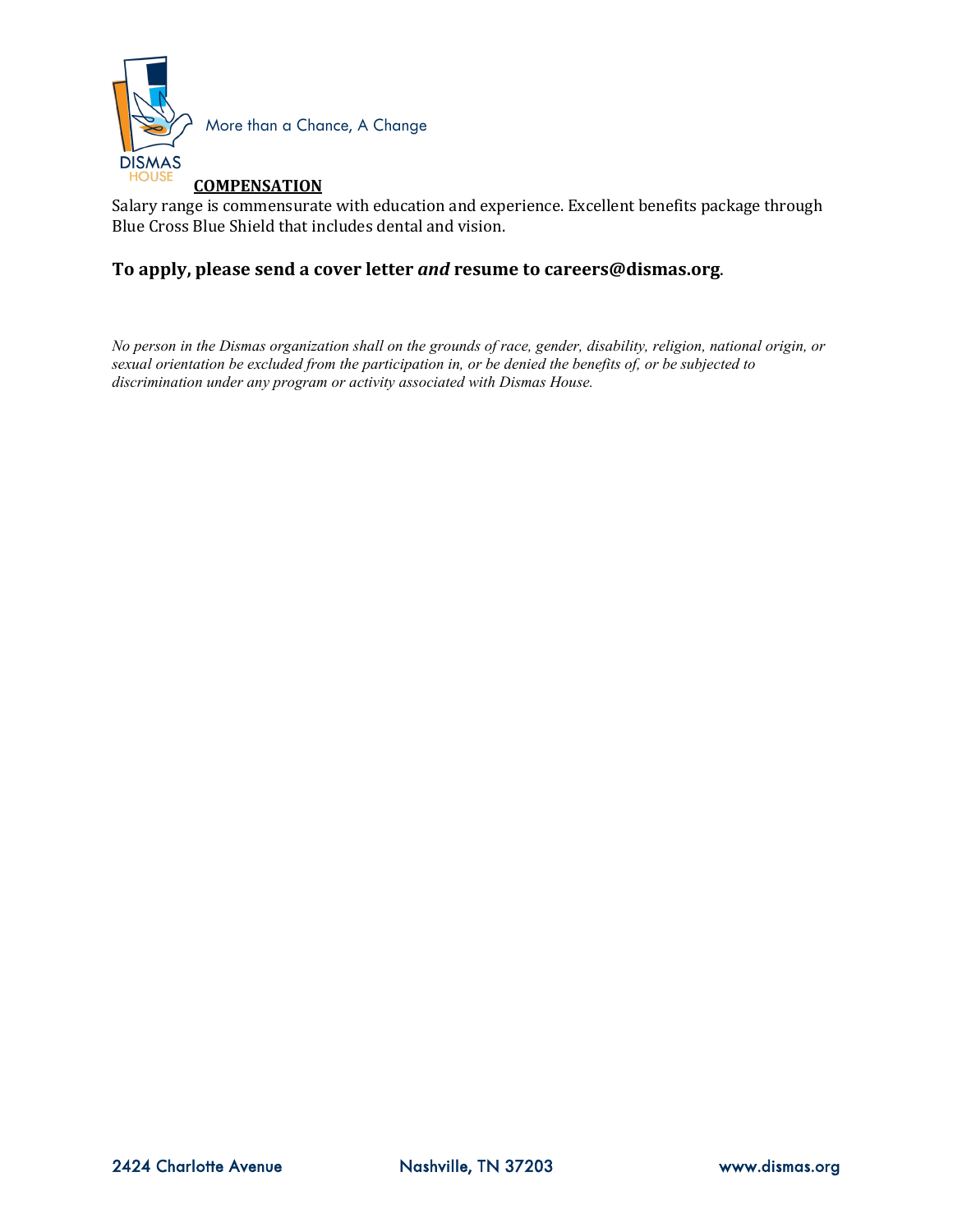**COMPENSATION**

Salary range is commensurate with education and experience. Excellent benefits package through Blue Cross Blue Shield that includes dental and vision.

**To apply, please send a cover letter *and* resume to careers@dismas.org**.

*No person in the Dismas organization shall on the grounds of race, gender, disability, religion, national origin, or sexual orientation be excluded from the participation in, or be denied the benefits of, or be subjected to discrimination under any program or activity associated with Dismas House.*